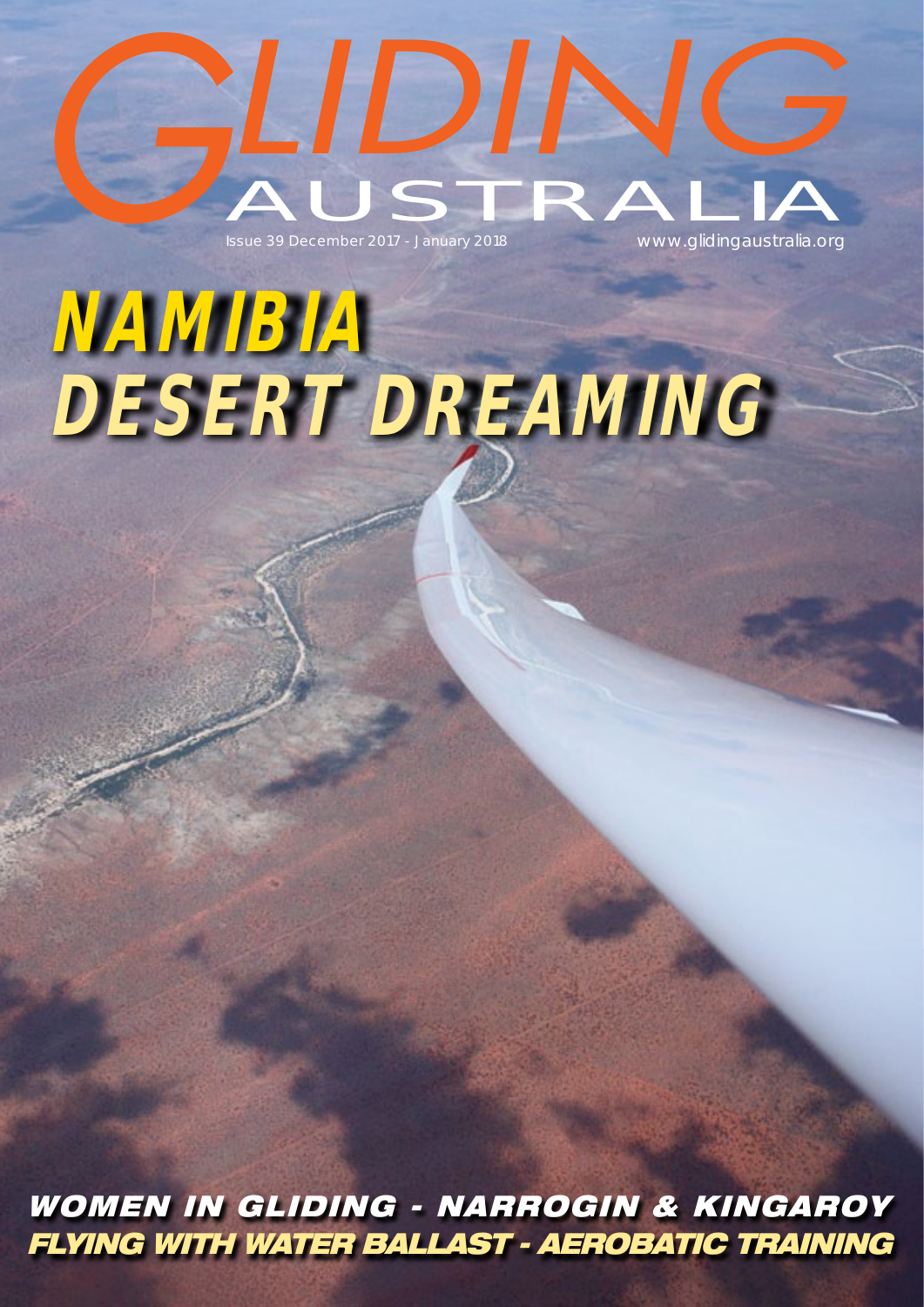# GLIDING AUSTRALIA

Issue 39 December 2017 - January 2018

www.glidingaustralia.org

## NAMIBIA DESERT DREAMING

**WOMEN IN GLIDING - NARROGIN & KINGAROY**

**FLYING WITH WATER BALLAST - AEROBATIC TRAINING**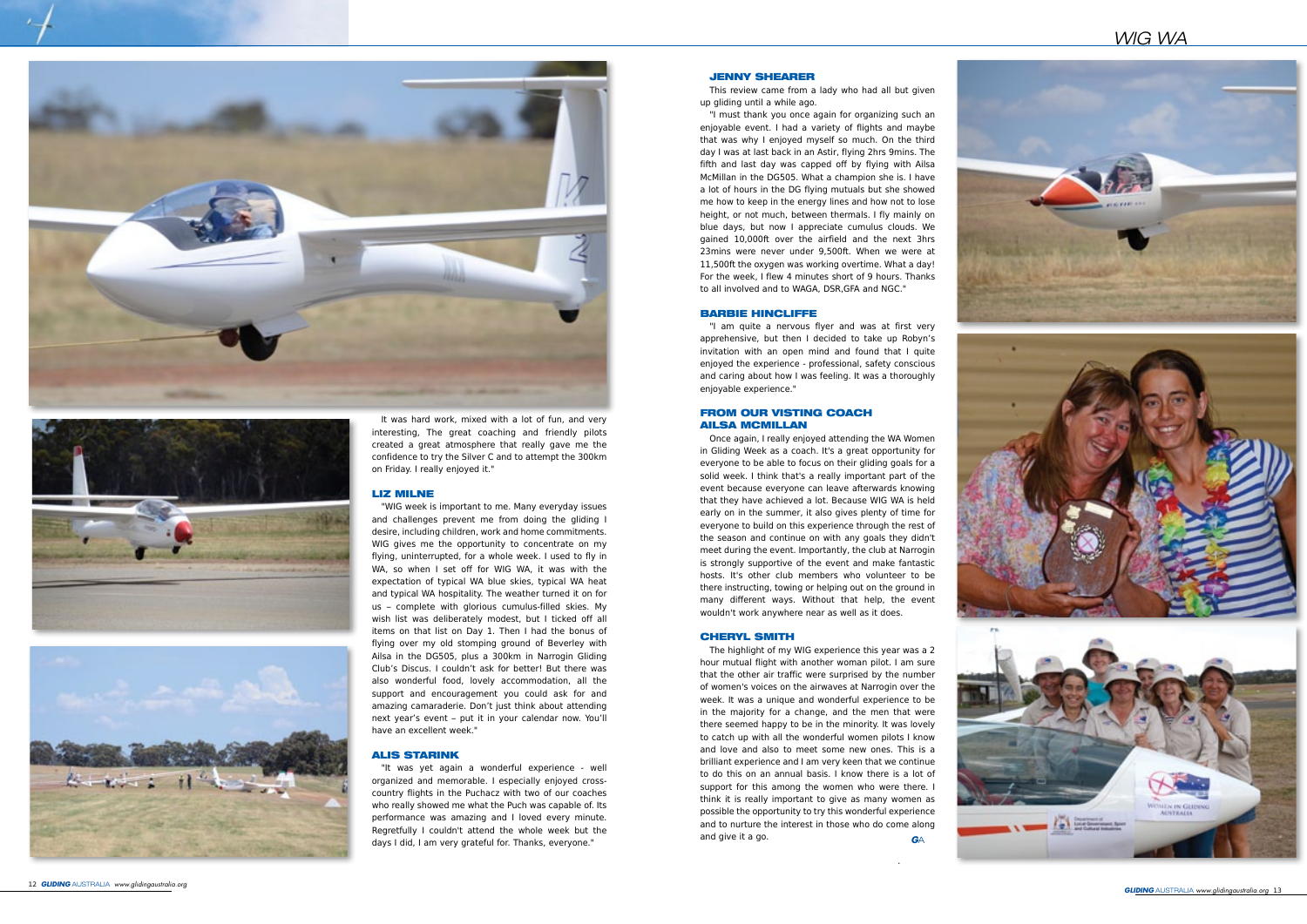It was hard work, mixed with a lot of fun, and very interesting, The great coaching and friendly pilots created a great atmosphere that really gave me the confidence to try the Silver C and to attempt the 300km on Friday. I really enjoyed it."

## LIZ MILNE

"WIG week is important to me. Many everyday issues and challenges prevent me from doing the gliding I desire, including children, work and home commitments. WIG gives me the opportunity to concentrate on my flying, uninterrupted, for a whole week. I used to fly in WA, so when I set off for WIG WA, it was with the expectation of typical WA blue skies, typical WA heat and typical WA hospitality. The weather turned it on for us – complete with glorious cumulus-filled skies. My wish list was deliberately modest, but I ticked off all items on that list on Day 1. Then I had the bonus of flying over my old stomping ground of Beverley with Ailsa in the DG505, plus a 300km in Narrogin Gliding Club's Discus. I couldn't ask for better! But there was also wonderful food, lovely accommodation, all the support and encouragement you could ask for and amazing camaraderie. Don't just think about attending next year's event – put it in your calendar now. You'll have an excellent week."

## ALIS STARINK

"It was yet again a wonderful experience - well organized and memorable. I especially enjoyed cross-country flights in the Puchacz with two of our coaches who really showed me what the Puch was capable of. Its performance was amazing and I loved every minute. Regretfully I couldn't attend the whole week but the days I did, I am very grateful for. Thanks, everyone."

## JENNY SHEARER

This review came from a lady who had all but given up gliding until a while ago.

"I must thank you once again for organizing such an enjoyable event. I had a variety of flights and maybe that was why I enjoyed myself so much. On the third day I was at last back in an Astir, flying 2hrs 9mins. The fifth and last day was capped off by flying with Ailsa McMillan in the DG505. What a champion she is. I have a lot of hours in the DG flying mutuals but she showed me how to keep in the energy lines and how not to lose height, or not much, between thermals. I fly mainly on blue days, but now I appreciate cumulus clouds. We gained 10,000ft over the airfield and the next 3hrs 23mins were never under 9,500ft. When we were at 11,500ft the oxygen was working overtime. What a day! For the week, I flew 4 minutes short of 9 hours. Thanks to all involved and to WAGA, DSR,GFA and NGC."

## BARBIE HINCLIFFE

"I am quite a nervous flyer and was at first very apprehensive, but then I decided to take up Robyn's invitation with an open mind and found that I quite enjoyed the experience - professional, safety conscious and caring about how I was feeling. It was a thoroughly enjoyable experience."

## FROM OUR VISTING COACH AILSA MCMILLAN

Once again, I really enjoyed attending the WA Women in Gliding Week as a coach. It's a great opportunity for everyone to be able to focus on their gliding goals for a solid week. I think that's a really important part of the event because everyone can leave afterwards knowing that they have achieved a lot. Because WIG WA is held early on in the summer, it also gives plenty of time for everyone to build on this experience through the rest of the season and continue on with any goals they didn't meet during the event. Importantly, the club at Narrogin is strongly supportive of the event and make fantastic hosts. It's other club members who volunteer to be there instructing, towing or helping out on the ground in many different ways. Without that help, the event wouldn't work anywhere near as well as it does.

## CHERYL SMITH

The highlight of my WIG experience this year was a 2 hour mutual flight with another woman pilot. I am sure that the other air traffic were surprised by the number of women's voices on the airwaves at Narrogin over the week. It was a unique and wonderful experience to be in the majority for a change, and the men that were there seemed happy to be in the minority. It was lovely to catch up with all the wonderful women pilots I know and love and also to meet some new ones. This is a brilliant experience and I am very keen that we continue to do this on an annual basis. I know there is a lot of support for this among the women who were there. I think it is really important to give as many women as possible the opportunity to try this wonderful experience and to nurture the interest in those who do come along and give it a go. *GA*